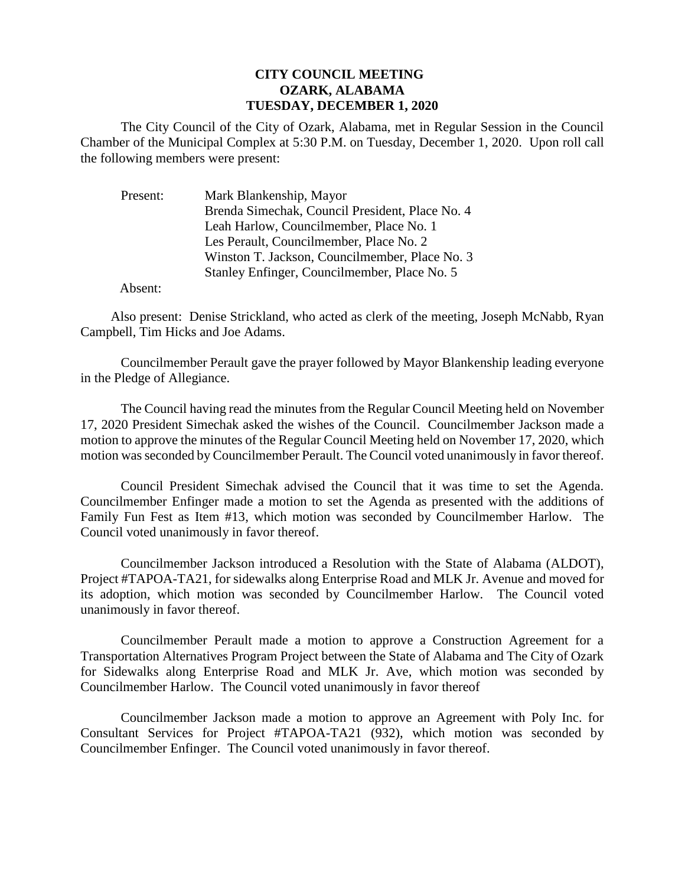**CITY COUNCIL MEETING**
**OZARK, ALABAMA**
**TUESDAY, DECEMBER 1, 2020**

The City Council of the City of Ozark, Alabama, met in Regular Session in the Council Chamber of the Municipal Complex at 5:30 P.M. on Tuesday, December 1, 2020. Upon roll call the following members were present:

Present: Mark Blankenship, Mayor
Brenda Simechak, Council President, Place No. 4
Leah Harlow, Councilmember, Place No. 1
Les Perault, Councilmember, Place No. 2
Winston T. Jackson, Councilmember, Place No. 3
Stanley Enfinger, Councilmember, Place No. 5

Absent:

Also present: Denise Strickland, who acted as clerk of the meeting, Joseph McNabb, Ryan Campbell, Tim Hicks and Joe Adams.

Councilmember Perault gave the prayer followed by Mayor Blankenship leading everyone in the Pledge of Allegiance.

The Council having read the minutes from the Regular Council Meeting held on November 17, 2020 President Simechak asked the wishes of the Council. Councilmember Jackson made a motion to approve the minutes of the Regular Council Meeting held on November 17, 2020, which motion was seconded by Councilmember Perault. The Council voted unanimously in favor thereof.

Council President Simechak advised the Council that it was time to set the Agenda. Councilmember Enfinger made a motion to set the Agenda as presented with the additions of Family Fun Fest as Item #13, which motion was seconded by Councilmember Harlow. The Council voted unanimously in favor thereof.

Councilmember Jackson introduced a Resolution with the State of Alabama (ALDOT), Project #TAPOA-TA21, for sidewalks along Enterprise Road and MLK Jr. Avenue and moved for its adoption, which motion was seconded by Councilmember Harlow. The Council voted unanimously in favor thereof.

Councilmember Perault made a motion to approve a Construction Agreement for a Transportation Alternatives Program Project between the State of Alabama and The City of Ozark for Sidewalks along Enterprise Road and MLK Jr. Ave, which motion was seconded by Councilmember Harlow. The Council voted unanimously in favor thereof

Councilmember Jackson made a motion to approve an Agreement with Poly Inc. for Consultant Services for Project #TAPOA-TA21 (932), which motion was seconded by Councilmember Enfinger. The Council voted unanimously in favor thereof.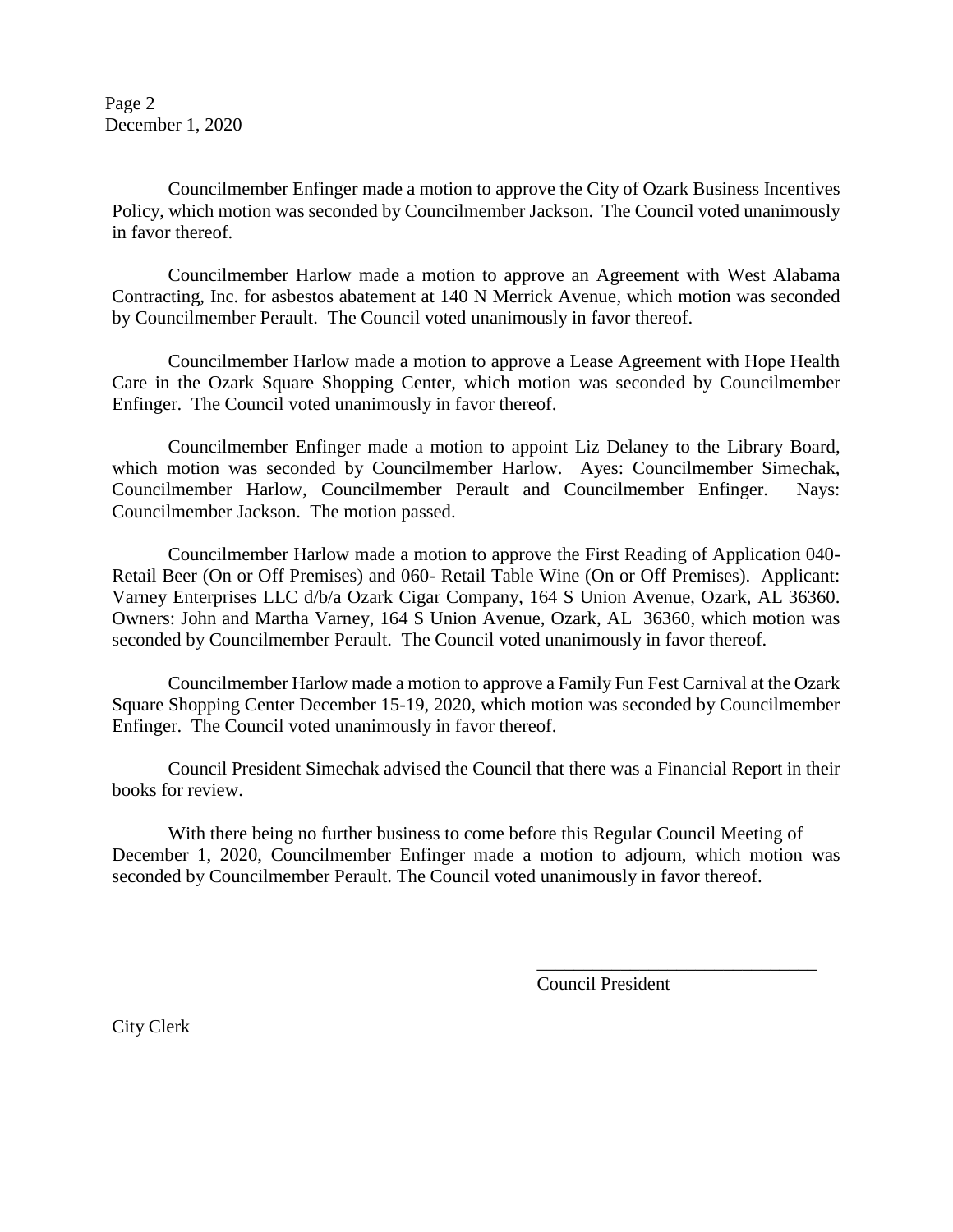Councilmember Enfinger made a motion to approve the City of Ozark Business Incentives Policy, which motion was seconded by Councilmember Jackson. The Council voted unanimously in favor thereof.

Councilmember Harlow made a motion to approve an Agreement with West Alabama Contracting, Inc. for asbestos abatement at 140 N Merrick Avenue, which motion was seconded by Councilmember Perault. The Council voted unanimously in favor thereof.

Councilmember Harlow made a motion to approve a Lease Agreement with Hope Health Care in the Ozark Square Shopping Center, which motion was seconded by Councilmember Enfinger. The Council voted unanimously in favor thereof.

Councilmember Enfinger made a motion to appoint Liz Delaney to the Library Board, which motion was seconded by Councilmember Harlow. Ayes: Councilmember Simechak, Councilmember Harlow, Councilmember Perault and Councilmember Enfinger. Nays: Councilmember Jackson. The motion passed.

Councilmember Harlow made a motion to approve the First Reading of Application 040- Retail Beer (On or Off Premises) and 060- Retail Table Wine (On or Off Premises). Applicant: Varney Enterprises LLC d/b/a Ozark Cigar Company, 164 S Union Avenue, Ozark, AL 36360. Owners: John and Martha Varney, 164 S Union Avenue, Ozark, AL 36360, which motion was seconded by Councilmember Perault. The Council voted unanimously in favor thereof.

Councilmember Harlow made a motion to approve a Family Fun Fest Carnival at the Ozark Square Shopping Center December 15-19, 2020, which motion was seconded by Councilmember Enfinger. The Council voted unanimously in favor thereof.

Council President Simechak advised the Council that there was a Financial Report in their books for review.

With there being no further business to come before this Regular Council Meeting of December 1, 2020, Councilmember Enfinger made a motion to adjourn, which motion was seconded by Councilmember Perault. The Council voted unanimously in favor thereof.

\_\_\_\_\_\_\_\_\_\_\_\_\_\_\_\_\_\_\_\_\_\_\_\_\_\_\_\_\_\_

Council President

\_\_\_\_\_\_\_\_\_\_\_\_\_\_\_\_\_\_\_\_\_\_\_\_\_\_\_\_\_\_

City Clerk